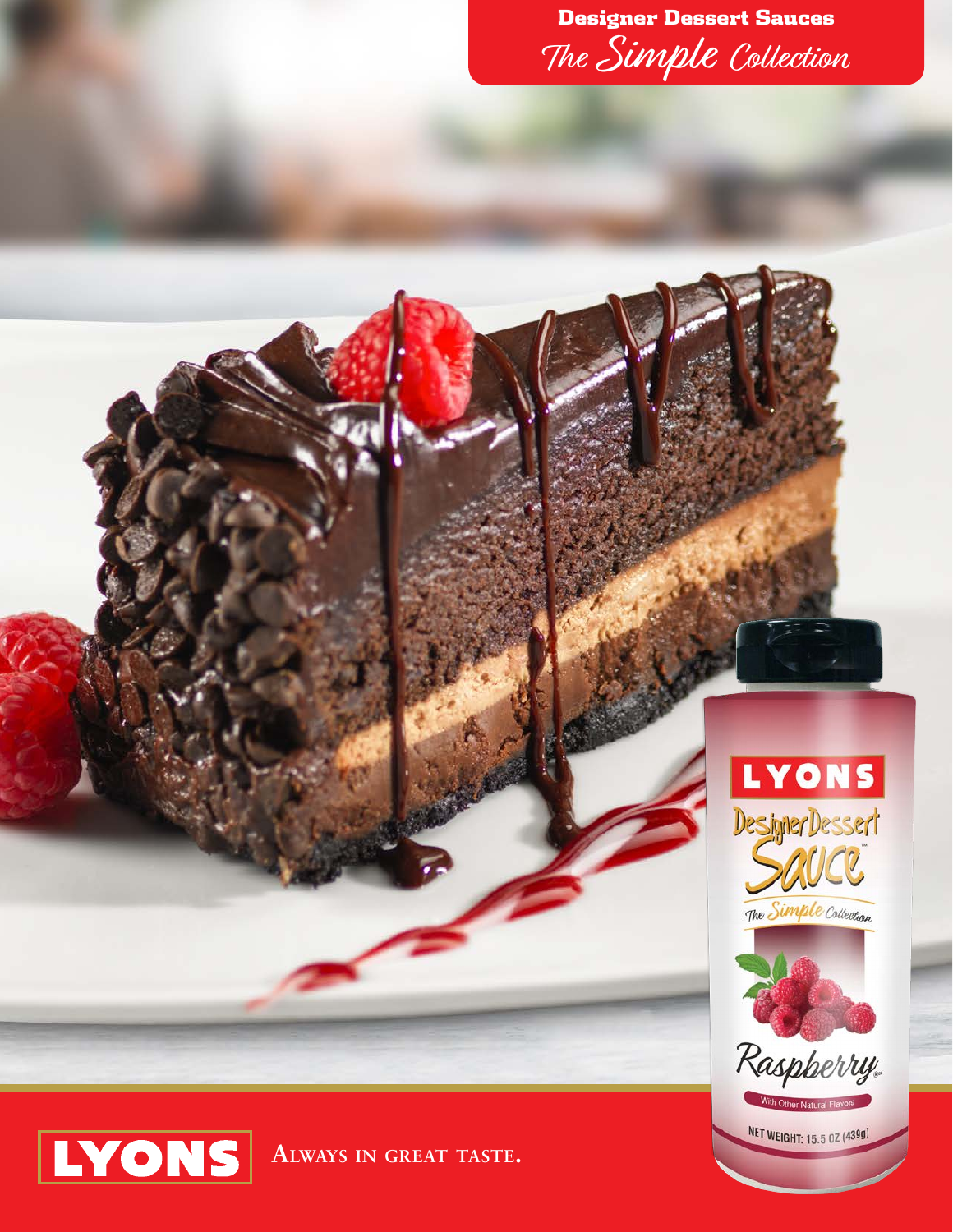# Designer Dessert Sauces

## The *Simple* Collection

LYONS

Designer Dessert Sauce™

The *Simple* Collection

Raspberry

With Other Natural Flavors

NET WEIGHT: 15.5 OZ (439g)

LYONS **ALWAYS IN GREAT TASTE.**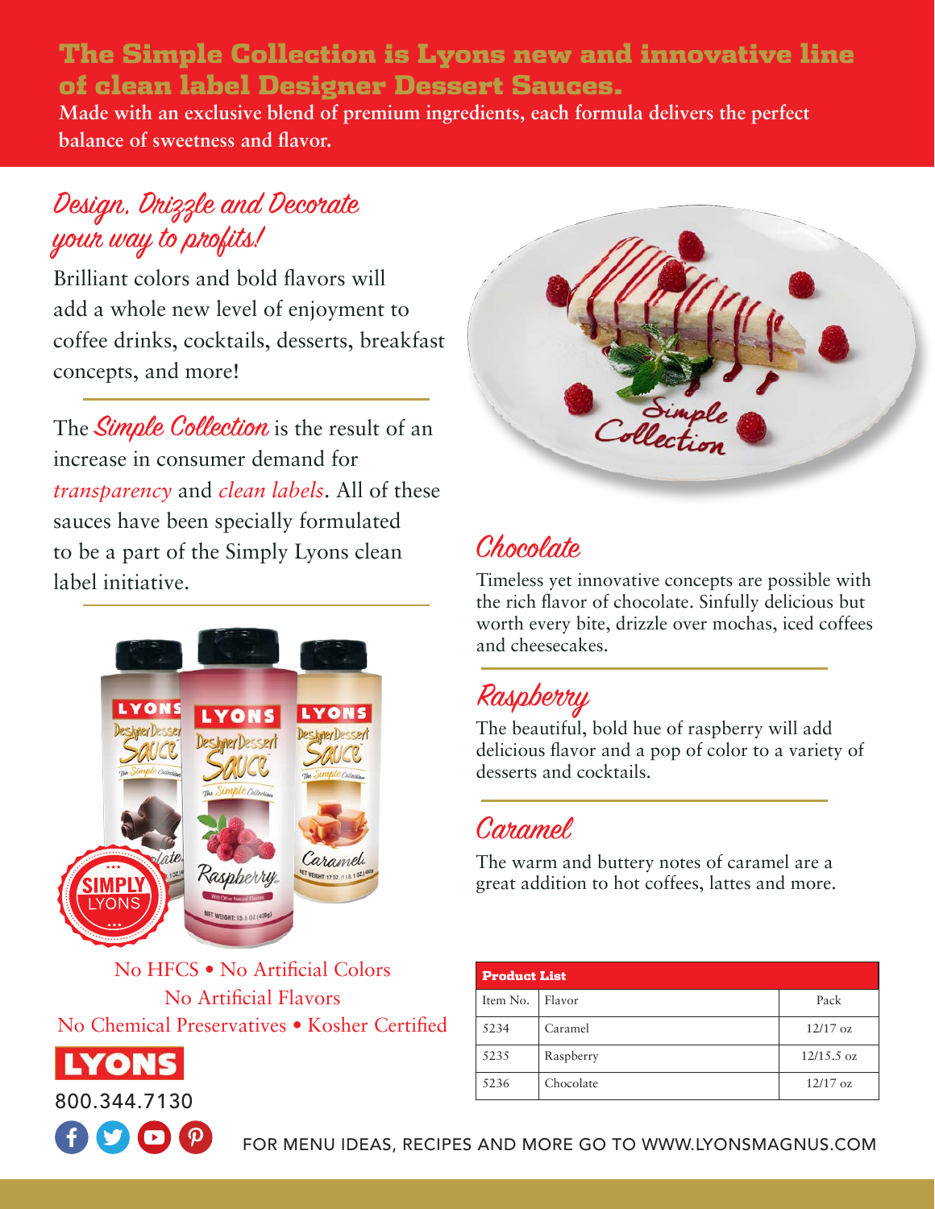# The Simple Collection is Lyons new and innovative line of clean label Designer Dessert Sauces.

**Made with an exclusive blend of premium ingredients, each formula delivers the perfect balance of sweetness and flavor.**

## Design, Drizzle and Decorate your way to profits!

Brilliant colors and bold flavors will add a whole new level of enjoyment to coffee drinks, cocktails, desserts, breakfast concepts, and more!

The *Simple Collection* is the result of an increase in consumer demand for *transparency* and *clean labels*. All of these sauces have been specially formulated to be a part of the Simply Lyons clean label initiative.

No HFCS • No Artificial Colors
No Artificial Flavors
No Chemical Preservatives • Kosher Certified

## Chocolate

Timeless yet innovative concepts are possible with the rich flavor of chocolate. Sinfully delicious but worth every bite, drizzle over mochas, iced coffees and cheesecakes.

## Raspberry

The beautiful, bold hue of raspberry will add delicious flavor and a pop of color to a variety of desserts and cocktails.

## Caramel

The warm and buttery notes of caramel are a great addition to hot coffees, lattes and more.

**Product List**

| Item No. | Flavor | Pack |
|---|---|---|
| 5234 | Caramel | 12/17 oz |
| 5235 | Raspberry | 12/15.5 oz |
| 5236 | Chocolate | 12/17 oz |

LYONS

800.344.7130

FOR MENU IDEAS, RECIPES AND MORE GO TO WWW.LYONSMAGNUS.COM